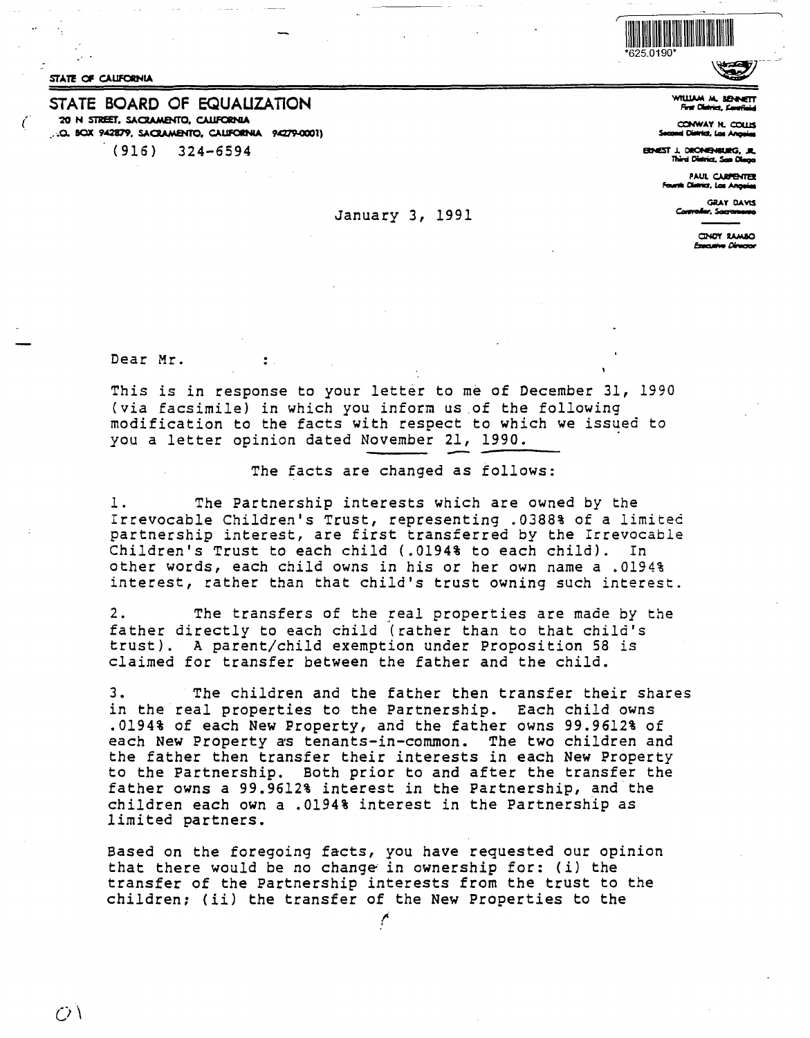*625.0190*

STATE OF CALIFORNIA

# STATE BOARD OF EQUALIZATION

20 N STREET, SACRAMENTO, CALIFORNIA
P.O. BOX 942879, SACRAMENTO, CALIFORNIA 94279-0001)

(916) 324-6594

WILLIAM M. BENNETT
First District, Kentfield

CONWAY H. COLLIS
Second District, Los Angeles

ERNEST J. DRONENBURG, JR.
Third District, San Diego

PAUL CARPENTER
Fourth District, Los Angeles

GRAY DAVIS
Controller, Sacramento

CINDY RAMBO
Executive Director

January 3, 1991

Dear Mr. :

This is in response to your letter to me of December 31, 1990 (via facsimile) in which you inform us of the following modification to the facts with respect to which we issued to you a letter opinion dated November 21, 1990.

The facts are changed as follows:

1. The Partnership interests which are owned by the Irrevocable Children's Trust, representing .0388% of a limited partnership interest, are first transferred by the Irrevocable Children's Trust to each child (.0194% to each child). In other words, each child owns in his or her own name a .0194% interest, rather than that child's trust owning such interest.

2. The transfers of the real properties are made by the father directly to each child (rather than to that child's trust). A parent/child exemption under Proposition 58 is claimed for transfer between the father and the child.

3. The children and the father then transfer their shares in the real properties to the Partnership. Each child owns .0194% of each New Property, and the father owns 99.9612% of each New Property as tenants-in-common. The two children and the father then transfer their interests in each New Property to the Partnership. Both prior to and after the transfer the father owns a 99.9612% interest in the Partnership, and the children each own a .0194% interest in the Partnership as limited partners.

Based on the foregoing facts, you have requested our opinion that there would be no change in ownership for: (i) the transfer of the Partnership interests from the trust to the children; (ii) the transfer of the New Properties to the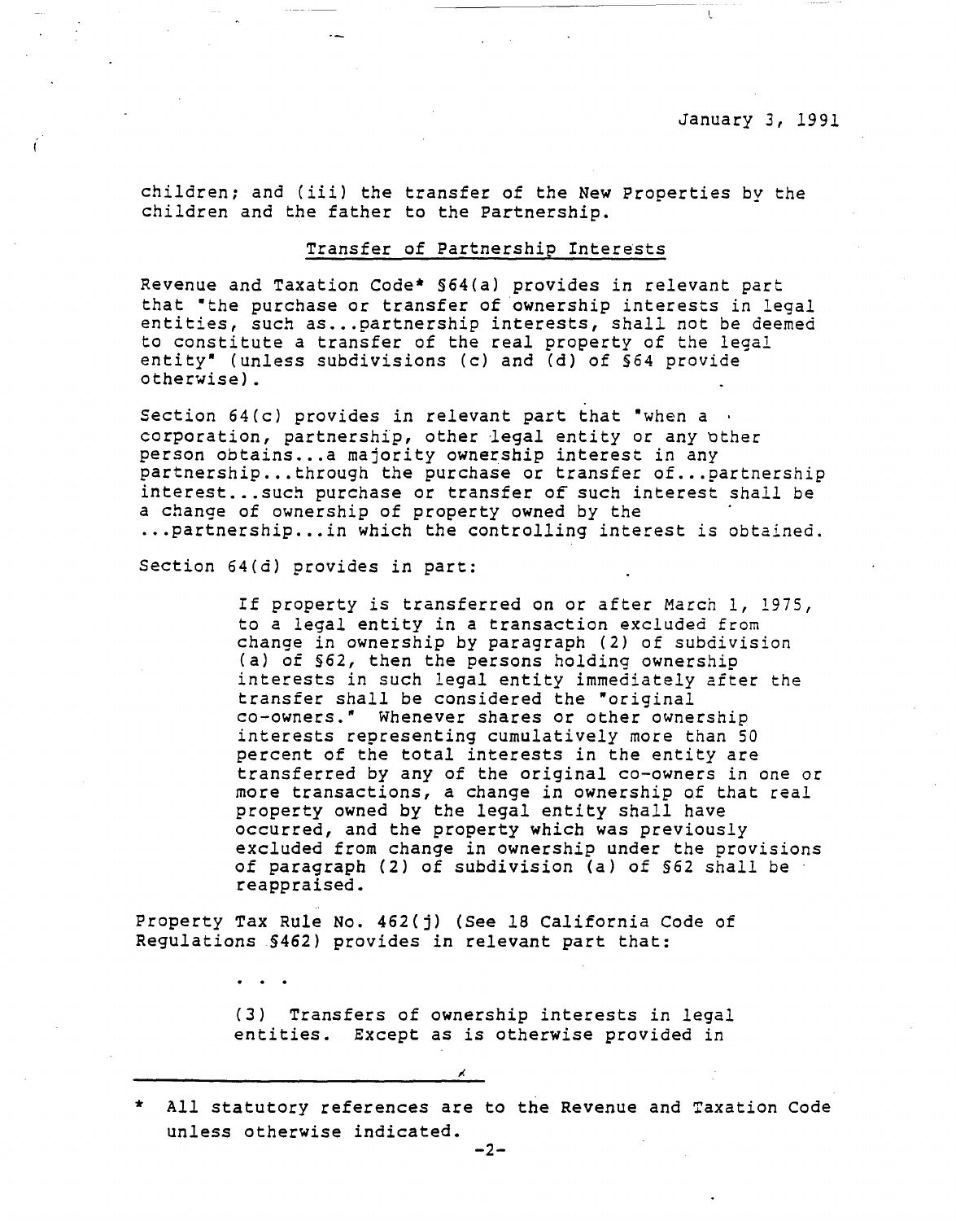January 3, 1991

children; and (iii) the transfer of the New Properties by the children and the father to the Partnership.

## Transfer of Partnership Interests

Revenue and Taxation Code* §64(a) provides in relevant part that "the purchase or transfer of ownership interests in legal entities, such as...partnership interests, shall not be deemed to constitute a transfer of the real property of the legal entity" (unless subdivisions (c) and (d) of §64 provide otherwise).

Section 64(c) provides in relevant part that "when a corporation, partnership, other legal entity or any other person obtains...a majority ownership interest in any partnership...through the purchase or transfer of...partnership interest...such purchase or transfer of such interest shall be a change of ownership of property owned by the ...partnership...in which the controlling interest is obtained.

Section 64(d) provides in part:

> If property is transferred on or after March 1, 1975, to a legal entity in a transaction excluded from change in ownership by paragraph (2) of subdivision (a) of §62, then the persons holding ownership interests in such legal entity immediately after the transfer shall be considered the "original co-owners." Whenever shares or other ownership interests representing cumulatively more than 50 percent of the total interests in the entity are transferred by any of the original co-owners in one or more transactions, a change in ownership of that real property owned by the legal entity shall have occurred, and the property which was previously excluded from change in ownership under the provisions of paragraph (2) of subdivision (a) of §62 shall be reappraised.

Property Tax Rule No. 462(j) (See 18 California Code of Regulations §462) provides in relevant part that:

> . . .
>
> (3) Transfers of ownership interests in legal entities. Except as is otherwise provided in

---

\* All statutory references are to the Revenue and Taxation Code unless otherwise indicated.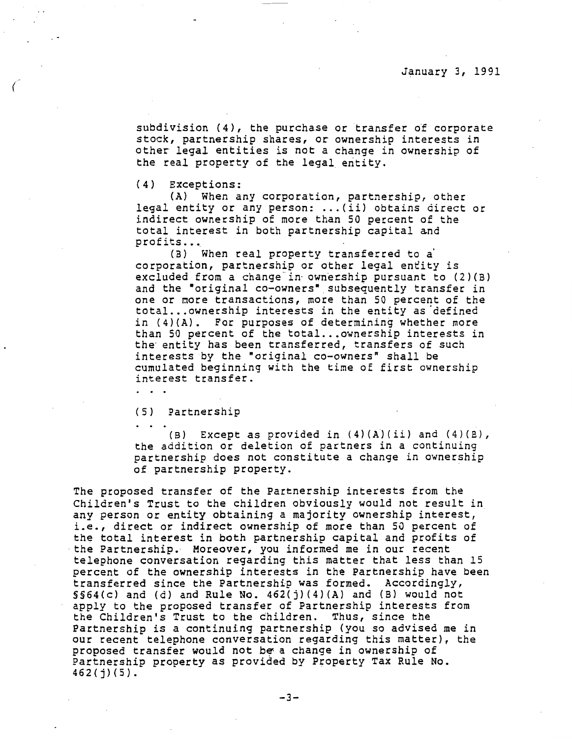subdivision (4), the purchase or transfer of corporate stock, partnership shares, or ownership interests in other legal entities is not a change in ownership of the real property of the legal entity.

(4) Exceptions:

(A) When any corporation, partnership, other legal entity or any person: ...(ii) obtains direct or indirect ownership of more than 50 percent of the total interest in both partnership capital and profits...

(B) When real property transferred to a corporation, partnership or other legal entity is excluded from a change in ownership pursuant to (2)(B) and the "original co-owners" subsequently transfer in one or more transactions, more than 50 percent of the total...ownership interests in the entity as defined in (4)(A). For purposes of determining whether more than 50 percent of the total...ownership interests in the entity has been transferred, transfers of such interests by the "original co-owners" shall be cumulated beginning with the time of first ownership interest transfer.

. . .

(5) Partnership

. . .

(B) Except as provided in (4)(A)(ii) and (4)(B), the addition or deletion of partners in a continuing partnership does not constitute a change in ownership of partnership property.

The proposed transfer of the Partnership interests from the Children's Trust to the children obviously would not result in any person or entity obtaining a majority ownership interest, i.e., direct or indirect ownership of more than 50 percent of the total interest in both partnership capital and profits of the Partnership. Moreover, you informed me in our recent telephone conversation regarding this matter that less than 15 percent of the ownership interests in the Partnership have been transferred since the Partnership was formed. Accordingly, §§64(c) and (d) and Rule No. 462(j)(4)(A) and (B) would not apply to the proposed transfer of Partnership interests from the Children's Trust to the children. Thus, since the Partnership is a continuing partnership (you so advised me in our recent telephone conversation regarding this matter), the proposed transfer would not be a change in ownership of Partnership property as provided by Property Tax Rule No. 462(j)(5).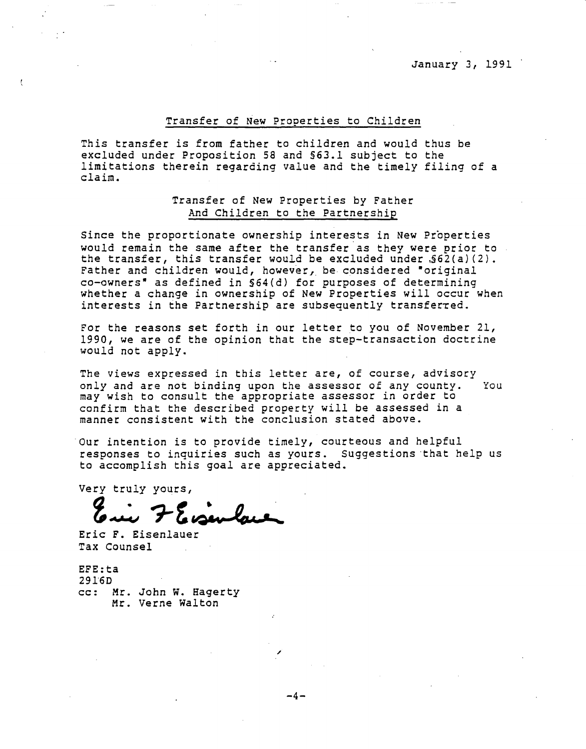January 3, 1991

Transfer of New Properties to Children

This transfer is from father to children and would thus be excluded under Proposition 58 and §63.1 subject to the limitations therein regarding value and the timely filing of a claim.

Transfer of New Properties by Father And Children to the Partnership

Since the proportionate ownership interests in New Properties would remain the same after the transfer as they were prior to the transfer, this transfer would be excluded under §62(a)(2). Father and children would, however, be considered "original co-owners" as defined in §64(d) for purposes of determining whether a change in ownership of New Properties will occur when interests in the Partnership are subsequently transferred.

For the reasons set forth in our letter to you of November 21, 1990, we are of the opinion that the step-transaction doctrine would not apply.

The views expressed in this letter are, of course, advisory only and are not binding upon the assessor of any county. You may wish to consult the appropriate assessor in order to confirm that the described property will be assessed in a manner consistent with the conclusion stated above.

Our intention is to provide timely, courteous and helpful responses to inquiries such as yours. Suggestions that help us to accomplish this goal are appreciated.

Very truly yours,

Eric F. Eisenlauer
Tax Counsel

EFE:ta
2916D
cc: Mr. John W. Hagerty
Mr. Verne Walton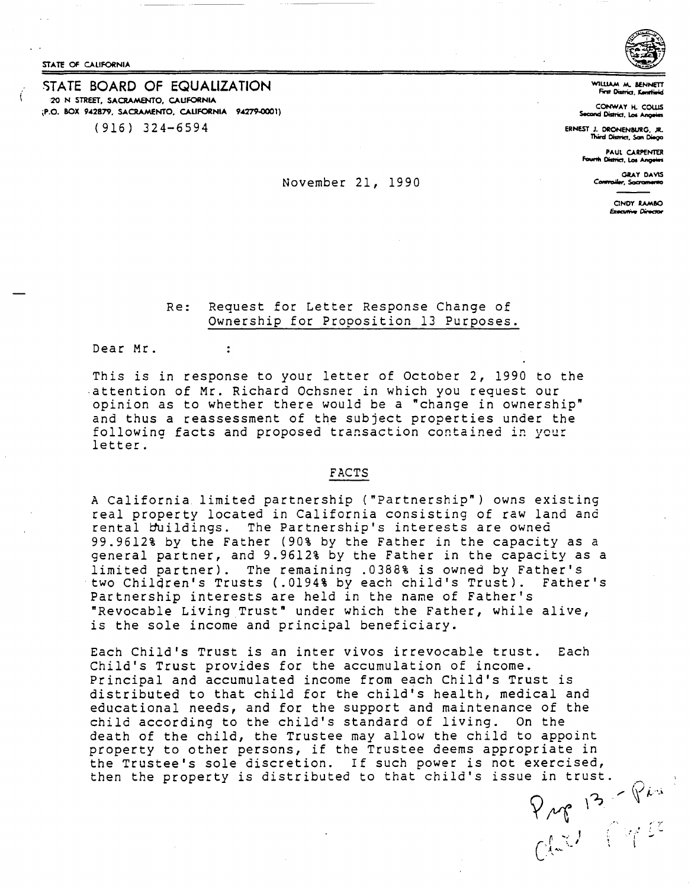STATE OF CALIFORNIA

STATE BOARD OF EQUALIZATION
20 N STREET, SACRAMENTO, CALIFORNIA
(P.O. BOX 942879, SACRAMENTO, CALIFORNIA 94279-0001)

(916) 324-6594

WILLIAM M. BENNETT
First District, Kentfield

CONWAY H. COLLIS
Second District, Los Angeles

ERNEST J. DRONENBURG, JR.
Third District, San Diego

PAUL CARPENTER
Fourth District, Los Angeles

GRAY DAVIS
Controller, Sacramento

CINDY RAMBO
Executive Director

November 21, 1990

Re: Request for Letter Response Change of Ownership for Proposition 13 Purposes.

Dear Mr. :

This is in response to your letter of October 2, 1990 to the attention of Mr. Richard Ochsner in which you request our opinion as to whether there would be a "change in ownership" and thus a reassessment of the subject properties under the following facts and proposed transaction contained in your letter.

## FACTS

A California limited partnership ("Partnership") owns existing real property located in California consisting of raw land and rental buildings. The Partnership's interests are owned 99.9612% by the Father (90% by the Father in the capacity as a general partner, and 9.9612% by the Father in the capacity as a limited partner). The remaining .0388% is owned by Father's two Children's Trusts (.0194% by each child's Trust). Father's Partnership interests are held in the name of Father's "Revocable Living Trust" under which the Father, while alive, is the sole income and principal beneficiary.

Each Child's Trust is an inter vivos irrevocable trust. Each Child's Trust provides for the accumulation of income. Principal and accumulated income from each Child's Trust is distributed to that child for the child's health, medical and educational needs, and for the support and maintenance of the child according to the child's standard of living. On the death of the child, the Trustee may allow the child to appoint property to other persons, if the Trustee deems appropriate in the Trustee's sole discretion. If such power is not exercised, then the property is distributed to that child's issue in trust.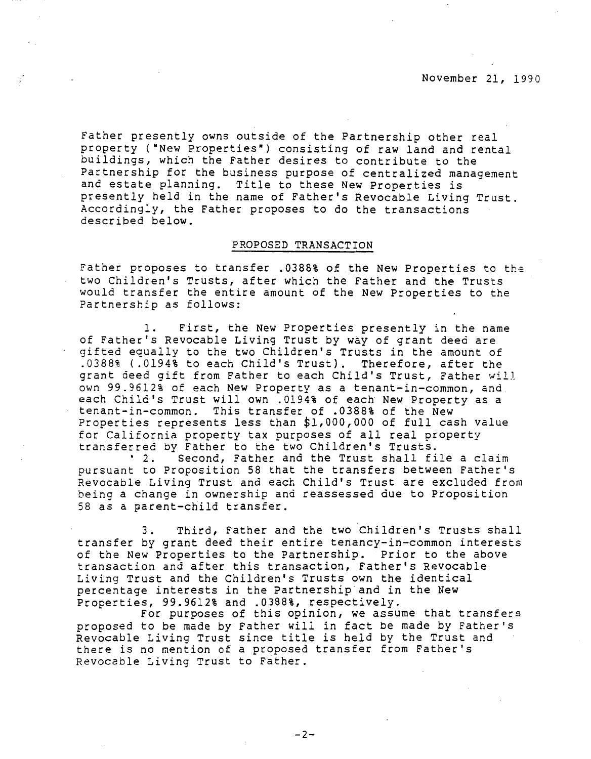November 21, 1990

Father presently owns outside of the Partnership other real property ("New Properties") consisting of raw land and rental buildings, which the Father desires to contribute to the Partnership for the business purpose of centralized management and estate planning. Title to these New Properties is presently held in the name of Father's Revocable Living Trust. Accordingly, the Father proposes to do the transactions described below.

## PROPOSED TRANSACTION

Father proposes to transfer .0388% of the New Properties to the two Children's Trusts, after which the Father and the Trusts would transfer the entire amount of the New Properties to the Partnership as follows:

1. First, the New Properties presently in the name of Father's Revocable Living Trust by way of grant deed are gifted equally to the two Children's Trusts in the amount of .0388% (.0194% to each Child's Trust). Therefore, after the grant deed gift from Father to each Child's Trust, Father will own 99.9612% of each New Property as a tenant-in-common, and each Child's Trust will own .0194% of each New Property as a tenant-in-common. This transfer of .0388% of the New Properties represents less than $1,000,000 of full cash value for California property tax purposes of all real property transferred by Father to the two Children's Trusts.

2. Second, Father and the Trust shall file a claim pursuant to Proposition 58 that the transfers between Father's Revocable Living Trust and each Child's Trust are excluded from being a change in ownership and reassessed due to Proposition 58 as a parent-child transfer.

3. Third, Father and the two Children's Trusts shall transfer by grant deed their entire tenancy-in-common interests of the New Properties to the Partnership. Prior to the above transaction and after this transaction, Father's Revocable Living Trust and the Children's Trusts own the identical percentage interests in the Partnership and in the New Properties, 99.9612% and .0388%, respectively.

For purposes of this opinion, we assume that transfers proposed to be made by Father will in fact be made by Father's Revocable Living Trust since title is held by the Trust and there is no mention of a proposed transfer from Father's Revocable Living Trust to Father.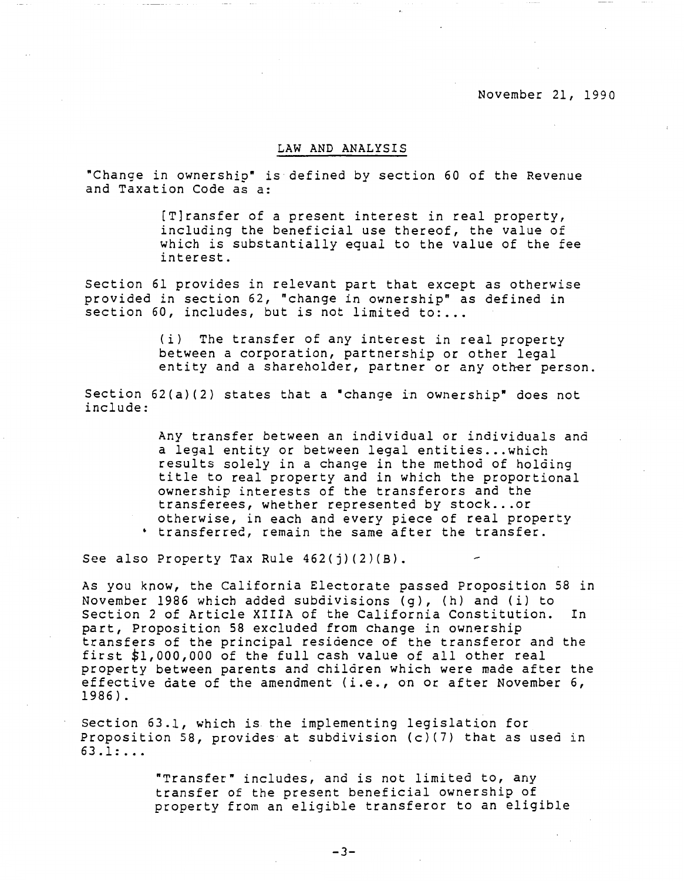November 21, 1990

## LAW AND ANALYSIS

"Change in ownership" is defined by section 60 of the Revenue and Taxation Code as a:

> [T]ransfer of a present interest in real property, including the beneficial use thereof, the value of which is substantially equal to the value of the fee interest.

Section 61 provides in relevant part that except as otherwise provided in section 62, "change in ownership" as defined in section 60, includes, but is not limited to:...

> (i) The transfer of any interest in real property between a corporation, partnership or other legal entity and a shareholder, partner or any other person.

Section 62(a)(2) states that a "change in ownership" does not include:

> Any transfer between an individual or individuals and a legal entity or between legal entities...which results solely in a change in the method of holding title to real property and in which the proportional ownership interests of the transferors and the transferees, whether represented by stock...or otherwise, in each and every piece of real property transferred, remain the same after the transfer.

See also Property Tax Rule 462(j)(2)(B).

As you know, the California Electorate passed Proposition 58 in November 1986 which added subdivisions (g), (h) and (i) to Section 2 of Article XIIIA of the California Constitution. In part, Proposition 58 excluded from change in ownership transfers of the principal residence of the transferor and the first $1,000,000 of the full cash value of all other real property between parents and children which were made after the effective date of the amendment (i.e., on or after November 6, 1986).

Section 63.1, which is the implementing legislation for Proposition 58, provides at subdivision (c)(7) that as used in 63.1:...

> "Transfer" includes, and is not limited to, any transfer of the present beneficial ownership of property from an eligible transferor to an eligible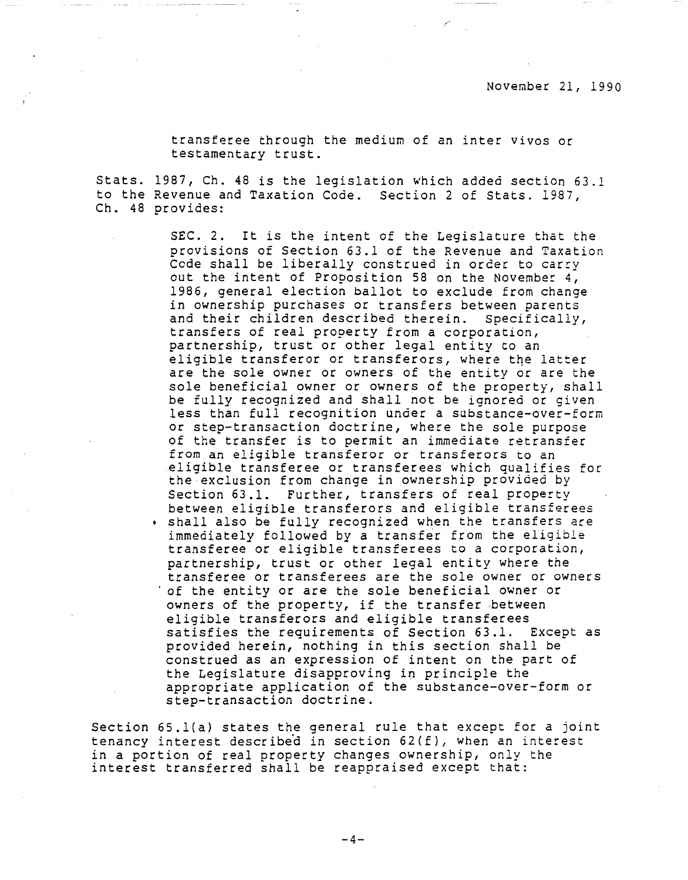transferee through the medium of an inter vivos or testamentary trust.

Stats. 1987, Ch. 48 is the legislation which added section 63.1 to the Revenue and Taxation Code. Section 2 of Stats. 1987, Ch. 48 provides:

> SEC. 2. It is the intent of the Legislature that the provisions of Section 63.1 of the Revenue and Taxation Code shall be liberally construed in order to carry out the intent of Proposition 58 on the November 4, 1986, general election ballot to exclude from change in ownership purchases or transfers between parents and their children described therein. Specifically, transfers of real property from a corporation, partnership, trust or other legal entity to an eligible transferor or transferors, where the latter are the sole owner or owners of the entity or are the sole beneficial owner or owners of the property, shall be fully recognized and shall not be ignored or given less than full recognition under a substance-over-form or step-transaction doctrine, where the sole purpose of the transfer is to permit an immediate retransfer from an eligible transferor or transferors to an eligible transferee or transferees which qualifies for the exclusion from change in ownership provided by Section 63.1. Further, transfers of real property between eligible transferors and eligible transferees shall also be fully recognized when the transfers are immediately followed by a transfer from the eligible transferee or eligible transferees to a corporation, partnership, trust or other legal entity where the transferee or transferees are the sole owner or owners of the entity or are the sole beneficial owner or owners of the property, if the transfer between eligible transferors and eligible transferees satisfies the requirements of Section 63.1. Except as provided herein, nothing in this section shall be construed as an expression of intent on the part of the Legislature disapproving in principle the appropriate application of the substance-over-form or step-transaction doctrine.

Section 65.1(a) states the general rule that except for a joint tenancy interest described in section 62(f), when an interest in a portion of real property changes ownership, only the interest transferred shall be reappraised except that: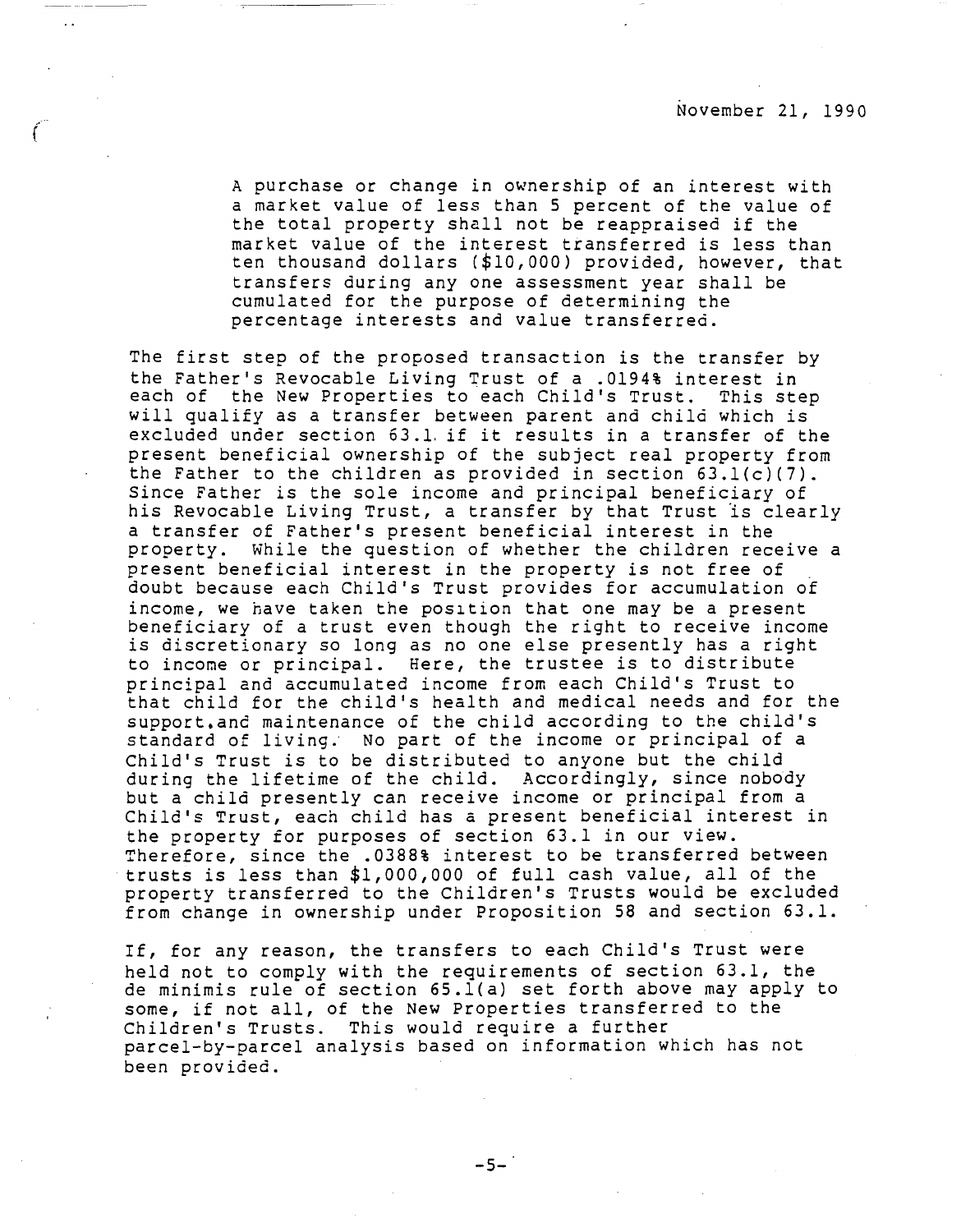November 21, 1990

> A purchase or change in ownership of an interest with a market value of less than 5 percent of the value of the total property shall not be reappraised if the market value of the interest transferred is less than ten thousand dollars ($10,000) provided, however, that transfers during any one assessment year shall be cumulated for the purpose of determining the percentage interests and value transferred.

The first step of the proposed transaction is the transfer by the Father's Revocable Living Trust of a .0194% interest in each of the New Properties to each Child's Trust. This step will qualify as a transfer between parent and child which is excluded under section 63.1 if it results in a transfer of the present beneficial ownership of the subject real property from the Father to the children as provided in section 63.1(c)(7). Since Father is the sole income and principal beneficiary of his Revocable Living Trust, a transfer by that Trust is clearly a transfer of Father's present beneficial interest in the property. While the question of whether the children receive a present beneficial interest in the property is not free of doubt because each Child's Trust provides for accumulation of income, we have taken the position that one may be a present beneficiary of a trust even though the right to receive income is discretionary so long as no one else presently has a right to income or principal. Here, the trustee is to distribute principal and accumulated income from each Child's Trust to that child for the child's health and medical needs and for the support and maintenance of the child according to the child's standard of living. No part of the income or principal of a Child's Trust is to be distributed to anyone but the child during the lifetime of the child. Accordingly, since nobody but a child presently can receive income or principal from a Child's Trust, each child has a present beneficial interest in the property for purposes of section 63.1 in our view. Therefore, since the .0388% interest to be transferred between trusts is less than $1,000,000 of full cash value, all of the property transferred to the Children's Trusts would be excluded from change in ownership under Proposition 58 and section 63.1.

If, for any reason, the transfers to each Child's Trust were held not to comply with the requirements of section 63.1, the de minimis rule of section 65.1(a) set forth above may apply to some, if not all, of the New Properties transferred to the Children's Trusts. This would require a further parcel-by-parcel analysis based on information which has not been provided.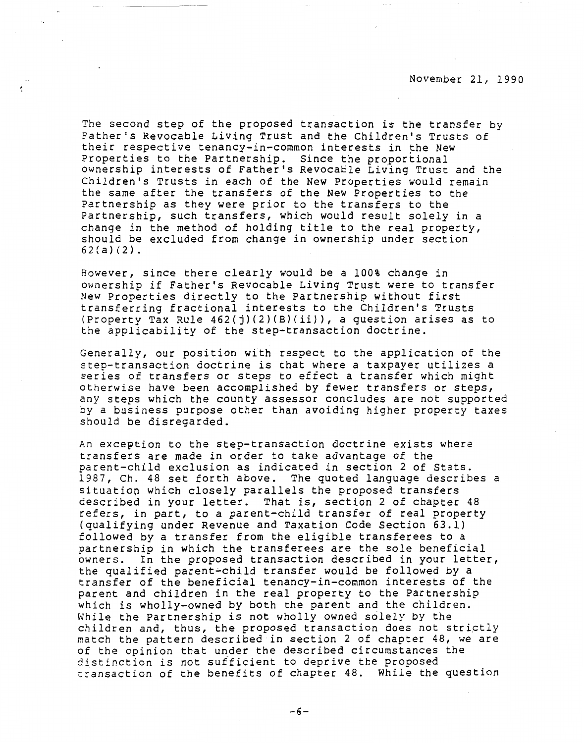November 21, 1990

The second step of the proposed transaction is the transfer by Father's Revocable Living Trust and the Children's Trusts of their respective tenancy-in-common interests in the New Properties to the Partnership. Since the proportional ownership interests of Father's Revocable Living Trust and the Children's Trusts in each of the New Properties would remain the same after the transfers of the New Properties to the Partnership as they were prior to the transfers to the Partnership, such transfers, which would result solely in a change in the method of holding title to the real property, should be excluded from change in ownership under section 62(a)(2).

However, since there clearly would be a 100% change in ownership if Father's Revocable Living Trust were to transfer New Properties directly to the Partnership without first transferring fractional interests to the Children's Trusts (Property Tax Rule 462(j)(2)(B)(ii)), a question arises as to the applicability of the step-transaction doctrine.

Generally, our position with respect to the application of the step-transaction doctrine is that where a taxpayer utilizes a series of transfers or steps to effect a transfer which might otherwise have been accomplished by fewer transfers or steps, any steps which the county assessor concludes are not supported by a business purpose other than avoiding higher property taxes should be disregarded.

An exception to the step-transaction doctrine exists where transfers are made in order to take advantage of the parent-child exclusion as indicated in section 2 of Stats. 1987, Ch. 48 set forth above. The quoted language describes a situation which closely parallels the proposed transfers described in your letter. That is, section 2 of chapter 48 refers, in part, to a parent-child transfer of real property (qualifying under Revenue and Taxation Code Section 63.1) followed by a transfer from the eligible transferees to a partnership in which the transferees are the sole beneficial owners. In the proposed transaction described in your letter, the qualified parent-child transfer would be followed by a transfer of the beneficial tenancy-in-common interests of the parent and children in the real property to the Partnership which is wholly-owned by both the parent and the children. While the Partnership is not wholly owned solely by the children and, thus, the proposed transaction does not strictly match the pattern described in section 2 of chapter 48, we are of the opinion that under the described circumstances the distinction is not sufficient to deprive the proposed transaction of the benefits of chapter 48. While the question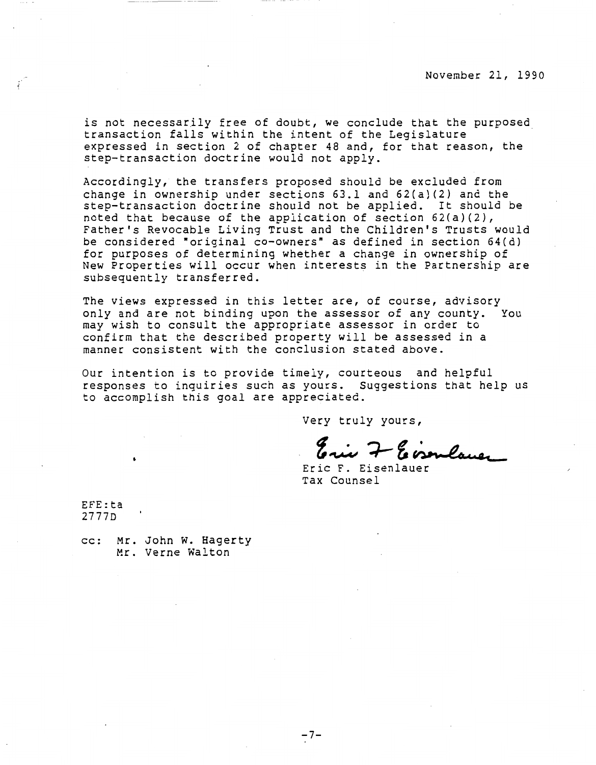November 21, 1990

is not necessarily free of doubt, we conclude that the purposed transaction falls within the intent of the Legislature expressed in section 2 of chapter 48 and, for that reason, the step-transaction doctrine would not apply.

Accordingly, the transfers proposed should be excluded from change in ownership under sections 63.1 and 62(a)(2) and the step-transaction doctrine should not be applied. It should be noted that because of the application of section 62(a)(2), Father's Revocable Living Trust and the Children's Trusts would be considered "original co-owners" as defined in section 64(d) for purposes of determining whether a change in ownership of New Properties will occur when interests in the Partnership are subsequently transferred.

The views expressed in this letter are, of course, advisory only and are not binding upon the assessor of any county. You may wish to consult the appropriate assessor in order to confirm that the described property will be assessed in a manner consistent with the conclusion stated above.

Our intention is to provide timely, courteous and helpful responses to inquiries such as yours. Suggestions that help us to accomplish this goal are appreciated.

Very truly yours,

Eric F. Eisenlauer

Eric F. Eisenlauer
Tax Counsel

EFE:ta
2777D

cc: Mr. John W. Hagerty
Mr. Verne Walton